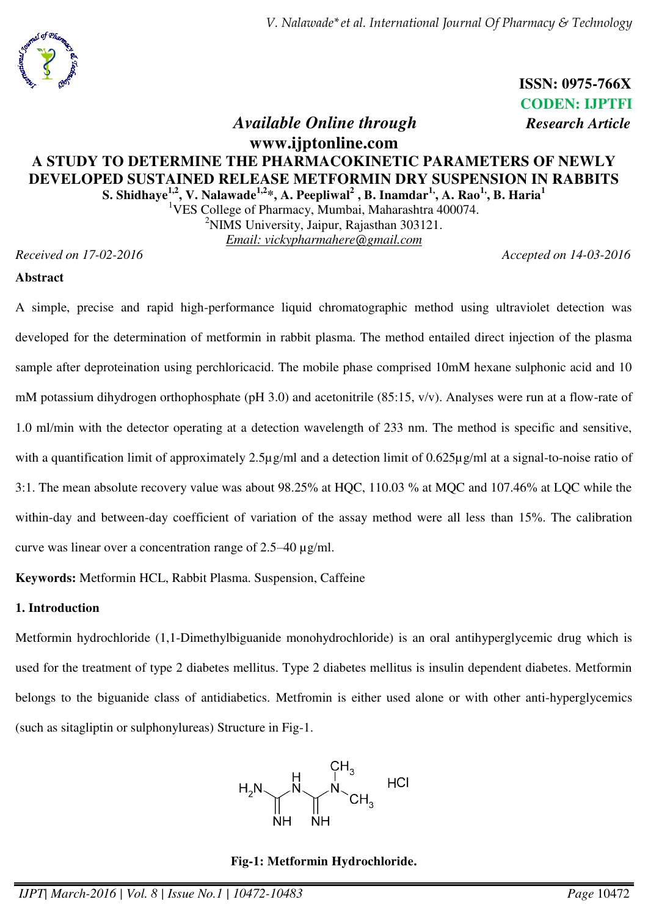ISSN: 0975-766X
CODEN: IJPTFI

*Available Online through*
**www.ijptonline.com**

*Research Article*

# A STUDY TO DETERMINE THE PHARMACOKINETIC PARAMETERS OF NEWLY DEVELOPED SUSTAINED RELEASE METFORMIN DRY SUSPENSION IN RABBITS

**S. Shidhaye[1,2], V. Nalawade[1,2]*, A. Peepliwal[2], B. Inamdar[1], A. Rao[1], B. Haria[1]**

[1]VES College of Pharmacy, Mumbai, Maharashtra 400074.
[2]NIMS University, Jaipur, Rajasthan 303121.
Email: vickypharmahere@gmail.com

*Received on 17-02-2016* *Accepted on 14-03-2016*

**Abstract**

A simple, precise and rapid high-performance liquid chromatographic method using ultraviolet detection was developed for the determination of metformin in rabbit plasma. The method entailed direct injection of the plasma sample after deproteination using perchloricacid. The mobile phase comprised 10mM hexane sulphonic acid and 10 mM potassium dihydrogen orthophosphate (pH 3.0) and acetonitrile (85:15, v/v). Analyses were run at a flow-rate of 1.0 ml/min with the detector operating at a detection wavelength of 233 nm. The method is specific and sensitive, with a quantification limit of approximately 2.5µg/ml and a detection limit of 0.625µg/ml at a signal-to-noise ratio of 3:1. The mean absolute recovery value was about 98.25% at HQC, 110.03 % at MQC and 107.46% at LQC while the within-day and between-day coefficient of variation of the assay method were all less than 15%. The calibration curve was linear over a concentration range of 2.5–40 µg/ml.

**Keywords:** Metformin HCL, Rabbit Plasma. Suspension, Caffeine

## 1. Introduction

Metformin hydrochloride (1,1-Dimethylbiguanide monohydrochloride) is an oral antihyperglycemic drug which is used for the treatment of type 2 diabetes mellitus. Type 2 diabetes mellitus is insulin dependent diabetes. Metformin belongs to the biguanide class of antidiabetics. Metfromin is either used alone or with other anti-hyperglycemics (such as sitagliptin or sulphonylureas) Structure in Fig-1.

**Fig-1: Metformin Hydrochloride.**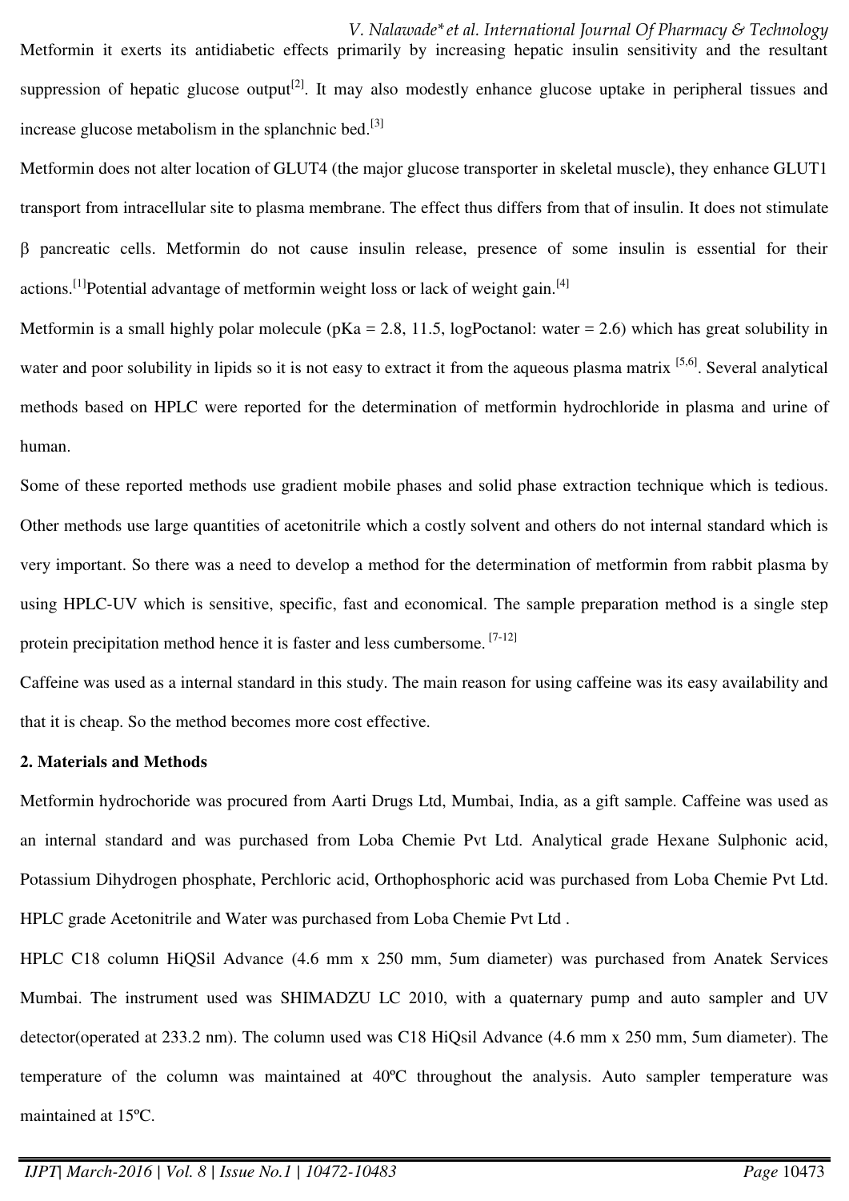Metformin it exerts its antidiabetic effects primarily by increasing hepatic insulin sensitivity and the resultant suppression of hepatic glucose output[2]. It may also modestly enhance glucose uptake in peripheral tissues and increase glucose metabolism in the splanchnic bed.[3]

Metformin does not alter location of GLUT4 (the major glucose transporter in skeletal muscle), they enhance GLUT1 transport from intracellular site to plasma membrane. The effect thus differs from that of insulin. It does not stimulate β pancreatic cells. Metformin do not cause insulin release, presence of some insulin is essential for their actions.[1]Potential advantage of metformin weight loss or lack of weight gain.[4]

Metformin is a small highly polar molecule (pKa = 2.8, 11.5, logPoctanol: water = 2.6) which has great solubility in water and poor solubility in lipids so it is not easy to extract it from the aqueous plasma matrix [5,6]. Several analytical methods based on HPLC were reported for the determination of metformin hydrochloride in plasma and urine of human.

Some of these reported methods use gradient mobile phases and solid phase extraction technique which is tedious. Other methods use large quantities of acetonitrile which a costly solvent and others do not internal standard which is very important. So there was a need to develop a method for the determination of metformin from rabbit plasma by using HPLC-UV which is sensitive, specific, fast and economical. The sample preparation method is a single step protein precipitation method hence it is faster and less cumbersome. [7-12]

Caffeine was used as a internal standard in this study. The main reason for using caffeine was its easy availability and that it is cheap. So the method becomes more cost effective.

**2. Materials and Methods**

Metformin hydrochoride was procured from Aarti Drugs Ltd, Mumbai, India, as a gift sample. Caffeine was used as an internal standard and was purchased from Loba Chemie Pvt Ltd. Analytical grade Hexane Sulphonic acid, Potassium Dihydrogen phosphate, Perchloric acid, Orthophosphoric acid was purchased from Loba Chemie Pvt Ltd. HPLC grade Acetonitrile and Water was purchased from Loba Chemie Pvt Ltd .

HPLC C18 column HiQSil Advance (4.6 mm x 250 mm, 5um diameter) was purchased from Anatek Services Mumbai. The instrument used was SHIMADZU LC 2010, with a quaternary pump and auto sampler and UV detector(operated at 233.2 nm). The column used was C18 HiQsil Advance (4.6 mm x 250 mm, 5um diameter). The temperature of the column was maintained at 40ºC throughout the analysis. Auto sampler temperature was maintained at 15ºC.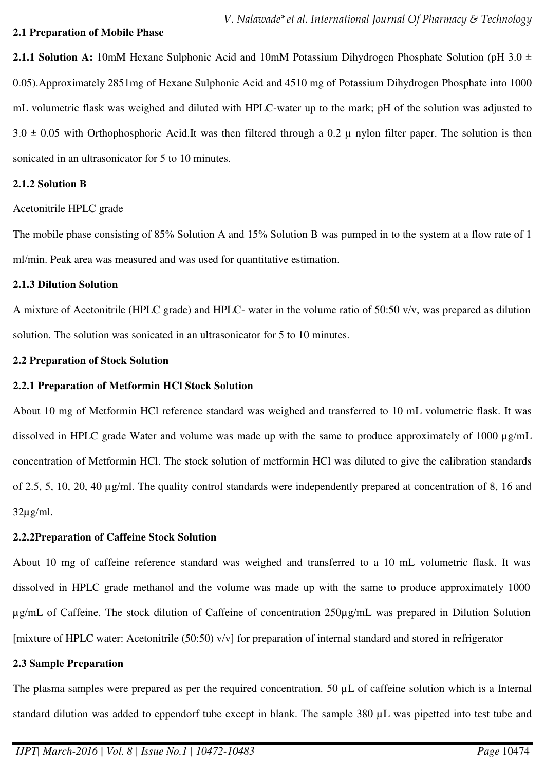### 2.1 Preparation of Mobile Phase

**2.1.1 Solution A:** 10mM Hexane Sulphonic Acid and 10mM Potassium Dihydrogen Phosphate Solution (pH 3.0 ± 0.05).Approximately 2851mg of Hexane Sulphonic Acid and 4510 mg of Potassium Dihydrogen Phosphate into 1000 mL volumetric flask was weighed and diluted with HPLC-water up to the mark; pH of the solution was adjusted to 3.0 ± 0.05 with Orthophosphoric Acid.It was then filtered through a 0.2 µ nylon filter paper. The solution is then sonicated in an ultrasonicator for 5 to 10 minutes.

**2.1.2 Solution B**

Acetonitrile HPLC grade

The mobile phase consisting of 85% Solution A and 15% Solution B was pumped in to the system at a flow rate of 1 ml/min. Peak area was measured and was used for quantitative estimation.

**2.1.3 Dilution Solution**

A mixture of Acetonitrile (HPLC grade) and HPLC- water in the volume ratio of 50:50 v/v, was prepared as dilution solution. The solution was sonicated in an ultrasonicator for 5 to 10 minutes.

### 2.2 Preparation of Stock Solution

**2.2.1 Preparation of Metformin HCl Stock Solution**

About 10 mg of Metformin HCl reference standard was weighed and transferred to 10 mL volumetric flask. It was dissolved in HPLC grade Water and volume was made up with the same to produce approximately of 1000 µg/mL concentration of Metformin HCl. The stock solution of metformin HCl was diluted to give the calibration standards of 2.5, 5, 10, 20, 40 µg/ml. The quality control standards were independently prepared at concentration of 8, 16 and 32µg/ml.

**2.2.2Preparation of Caffeine Stock Solution**

About 10 mg of caffeine reference standard was weighed and transferred to a 10 mL volumetric flask. It was dissolved in HPLC grade methanol and the volume was made up with the same to produce approximately 1000 µg/mL of Caffeine. The stock dilution of Caffeine of concentration 250µg/mL was prepared in Dilution Solution [mixture of HPLC water: Acetonitrile (50:50) v/v] for preparation of internal standard and stored in refrigerator

### 2.3 Sample Preparation

The plasma samples were prepared as per the required concentration. 50 µL of caffeine solution which is a Internal standard dilution was added to eppendorf tube except in blank. The sample 380 µL was pipetted into test tube and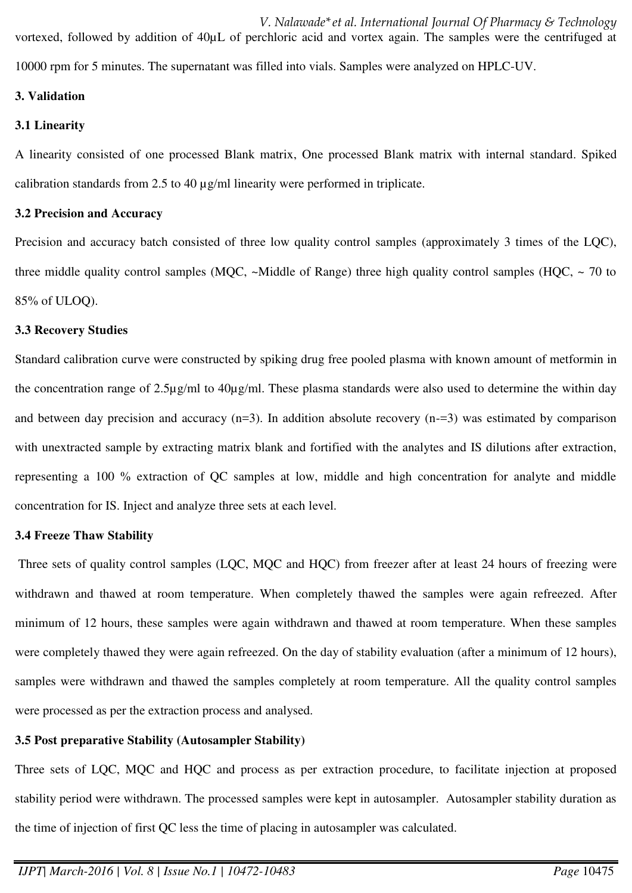vortexed, followed by addition of 40µL of perchloric acid and vortex again. The samples were the centrifuged at 10000 rpm for 5 minutes. The supernatant was filled into vials. Samples were analyzed on HPLC-UV.

**3. Validation**

**3.1 Linearity**

A linearity consisted of one processed Blank matrix, One processed Blank matrix with internal standard. Spiked calibration standards from 2.5 to 40 µg/ml linearity were performed in triplicate.

**3.2 Precision and Accuracy**

Precision and accuracy batch consisted of three low quality control samples (approximately 3 times of the LQC), three middle quality control samples (MQC, ~Middle of Range) three high quality control samples (HQC, ~ 70 to 85% of ULOQ).

**3.3 Recovery Studies**

Standard calibration curve were constructed by spiking drug free pooled plasma with known amount of metformin in the concentration range of 2.5µg/ml to 40µg/ml. These plasma standards were also used to determine the within day and between day precision and accuracy (n=3). In addition absolute recovery (n-=3) was estimated by comparison with unextracted sample by extracting matrix blank and fortified with the analytes and IS dilutions after extraction, representing a 100 % extraction of QC samples at low, middle and high concentration for analyte and middle concentration for IS. Inject and analyze three sets at each level.

**3.4 Freeze Thaw Stability**

Three sets of quality control samples (LQC, MQC and HQC) from freezer after at least 24 hours of freezing were withdrawn and thawed at room temperature. When completely thawed the samples were again refreezed. After minimum of 12 hours, these samples were again withdrawn and thawed at room temperature. When these samples were completely thawed they were again refreezed. On the day of stability evaluation (after a minimum of 12 hours), samples were withdrawn and thawed the samples completely at room temperature. All the quality control samples were processed as per the extraction process and analysed.

**3.5 Post preparative Stability (Autosampler Stability)**

Three sets of LQC, MQC and HQC and process as per extraction procedure, to facilitate injection at proposed stability period were withdrawn. The processed samples were kept in autosampler. Autosampler stability duration as the time of injection of first QC less the time of placing in autosampler was calculated.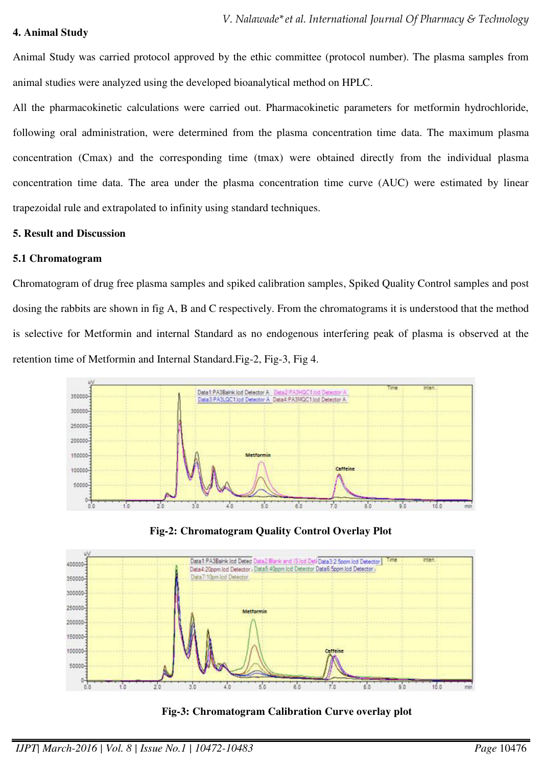## 4. Animal Study

Animal Study was carried protocol approved by the ethic committee (protocol number). The plasma samples from animal studies were analyzed using the developed bioanalytical method on HPLC.

All the pharmacokinetic calculations were carried out. Pharmacokinetic parameters for metformin hydrochloride, following oral administration, were determined from the plasma concentration time data. The maximum plasma concentration (Cmax) and the corresponding time (tmax) were obtained directly from the individual plasma concentration time data. The area under the plasma concentration time curve (AUC) were estimated by linear trapezoidal rule and extrapolated to infinity using standard techniques.

## 5. Result and Discussion

### 5.1 Chromatogram

Chromatogram of drug free plasma samples and spiked calibration samples, Spiked Quality Control samples and post dosing the rabbits are shown in fig A, B and C respectively. From the chromatograms it is understood that the method is selective for Metformin and internal Standard as no endogenous interfering peak of plasma is observed at the retention time of Metformin and Internal Standard.Fig-2, Fig-3, Fig 4.

**Fig-2: Chromatogram Quality Control Overlay Plot**

**Fig-3: Chromatogram Calibration Curve overlay plot**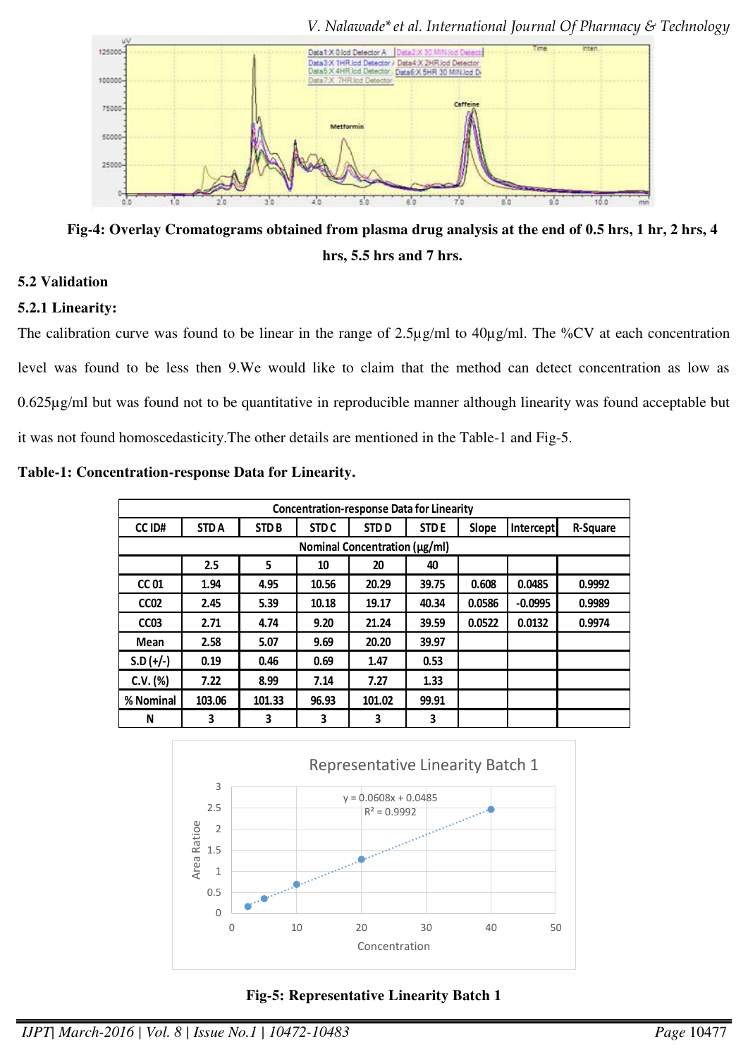**Fig-4: Overlay Cromatograms obtained from plasma drug analysis at the end of 0.5 hrs, 1 hr, 2 hrs, 4 hrs, 5.5 hrs and 7 hrs.**

## 5.2 Validation

### 5.2.1 Linearity:

The calibration curve was found to be linear in the range of 2.5µg/ml to 40µg/ml. The %CV at each concentration level was found to be less then 9.We would like to claim that the method can detect concentration as low as 0.625µg/ml but was found not to be quantitative in reproducible manner although linearity was found acceptable but it was not found homoscedasticity.The other details are mentioned in the Table-1 and Fig-5.

**Table-1: Concentration-response Data for Linearity.**

| Concentration-response Data for Linearity | | | | | | | | |
|---|---|---|---|---|---|---|---|---|
| CC ID# | STD A | STD B | STD C | STD D | STD E | Slope | Intercept | R-Square |
| Nominal Concentration (µg/ml) | | | | | | | | |
| | 2.5 | 5 | 10 | 20 | 40 | | | |
| CC 01 | 1.94 | 4.95 | 10.56 | 20.29 | 39.75 | 0.608 | 0.0485 | 0.9992 |
| CC02 | 2.45 | 5.39 | 10.18 | 19.17 | 40.34 | 0.0586 | -0.0995 | 0.9989 |
| CC03 | 2.71 | 4.74 | 9.20 | 21.24 | 39.59 | 0.0522 | 0.0132 | 0.9974 |
| Mean | 2.58 | 5.07 | 9.69 | 20.20 | 39.97 | | | |
| S.D (+/-) | 0.19 | 0.46 | 0.69 | 1.47 | 0.53 | | | |
| C.V. (%) | 7.22 | 8.99 | 7.14 | 7.27 | 1.33 | | | |
| % Nominal | 103.06 | 101.33 | 96.93 | 101.02 | 99.91 | | | |
| N | 3 | 3 | 3 | 3 | 3 | | | |

**Fig-5: Representative Linearity Batch 1**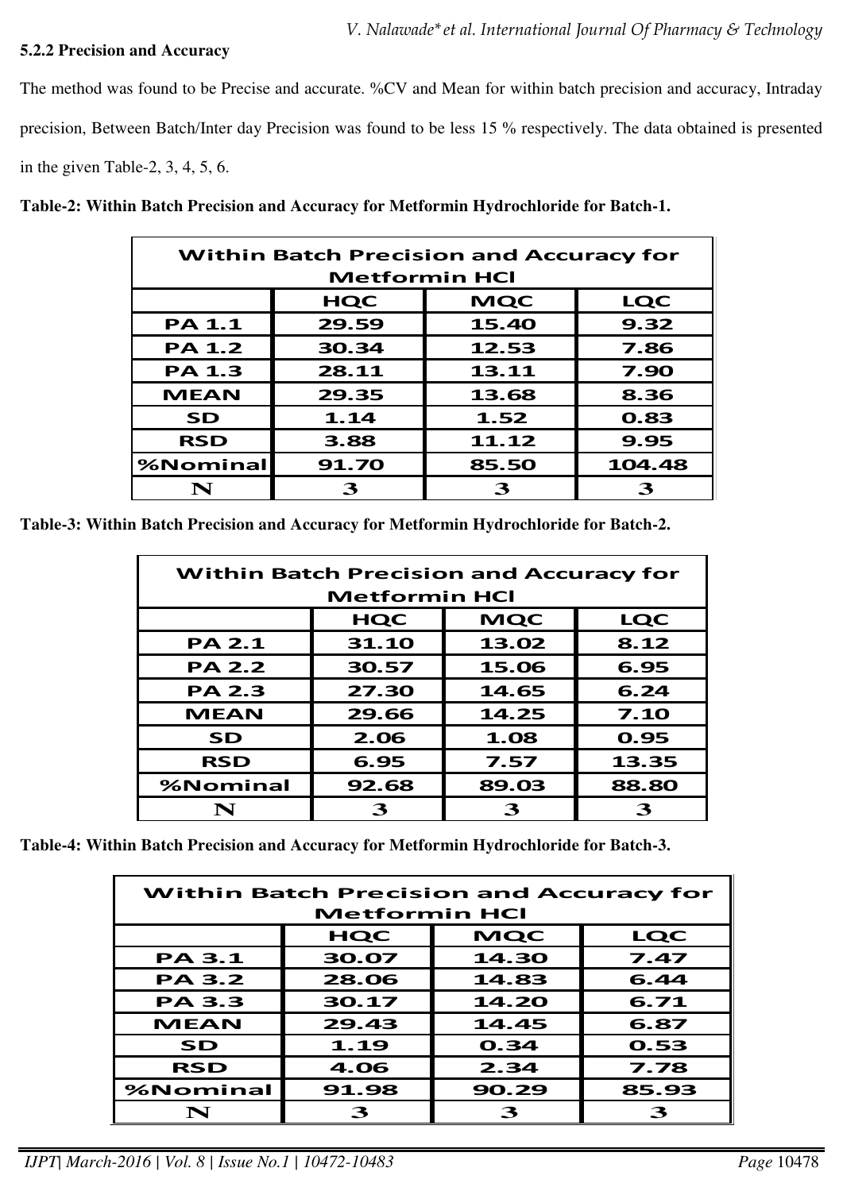### 5.2.2 Precision and Accuracy

The method was found to be Precise and accurate. %CV and Mean for within batch precision and accuracy, Intraday precision, Between Batch/Inter day Precision was found to be less 15 % respectively. The data obtained is presented in the given Table-2, 3, 4, 5, 6.

**Table-2: Within Batch Precision and Accuracy for Metformin Hydrochloride for Batch-1.**

| Within Batch Precision and Accuracy for Metformin HCl | | | |
|---|---|---|---|
| | HQC | MQC | LQC |
| PA 1.1 | 29.59 | 15.40 | 9.32 |
| PA 1.2 | 30.34 | 12.53 | 7.86 |
| PA 1.3 | 28.11 | 13.11 | 7.90 |
| MEAN | 29.35 | 13.68 | 8.36 |
| SD | 1.14 | 1.52 | 0.83 |
| RSD | 3.88 | 11.12 | 9.95 |
| %Nominal | 91.70 | 85.50 | 104.48 |
| N | 3 | 3 | 3 |

**Table-3: Within Batch Precision and Accuracy for Metformin Hydrochloride for Batch-2.**

| Within Batch Precision and Accuracy for Metformin HCl | | | |
|---|---|---|---|
| | HQC | MQC | LQC |
| PA 2.1 | 31.10 | 13.02 | 8.12 |
| PA 2.2 | 30.57 | 15.06 | 6.95 |
| PA 2.3 | 27.30 | 14.65 | 6.24 |
| MEAN | 29.66 | 14.25 | 7.10 |
| SD | 2.06 | 1.08 | 0.95 |
| RSD | 6.95 | 7.57 | 13.35 |
| %Nominal | 92.68 | 89.03 | 88.80 |
| N | 3 | 3 | 3 |

**Table-4: Within Batch Precision and Accuracy for Metformin Hydrochloride for Batch-3.**

| Within Batch Precision and Accuracy for Metformin HCl | | | |
|---|---|---|---|
| | HQC | MQC | LQC |
| PA 3.1 | 30.07 | 14.30 | 7.47 |
| PA 3.2 | 28.06 | 14.83 | 6.44 |
| PA 3.3 | 30.17 | 14.20 | 6.71 |
| MEAN | 29.43 | 14.45 | 6.87 |
| SD | 1.19 | 0.34 | 0.53 |
| RSD | 4.06 | 2.34 | 7.78 |
| %Nominal | 91.98 | 90.29 | 85.93 |
| N | 3 | 3 | 3 |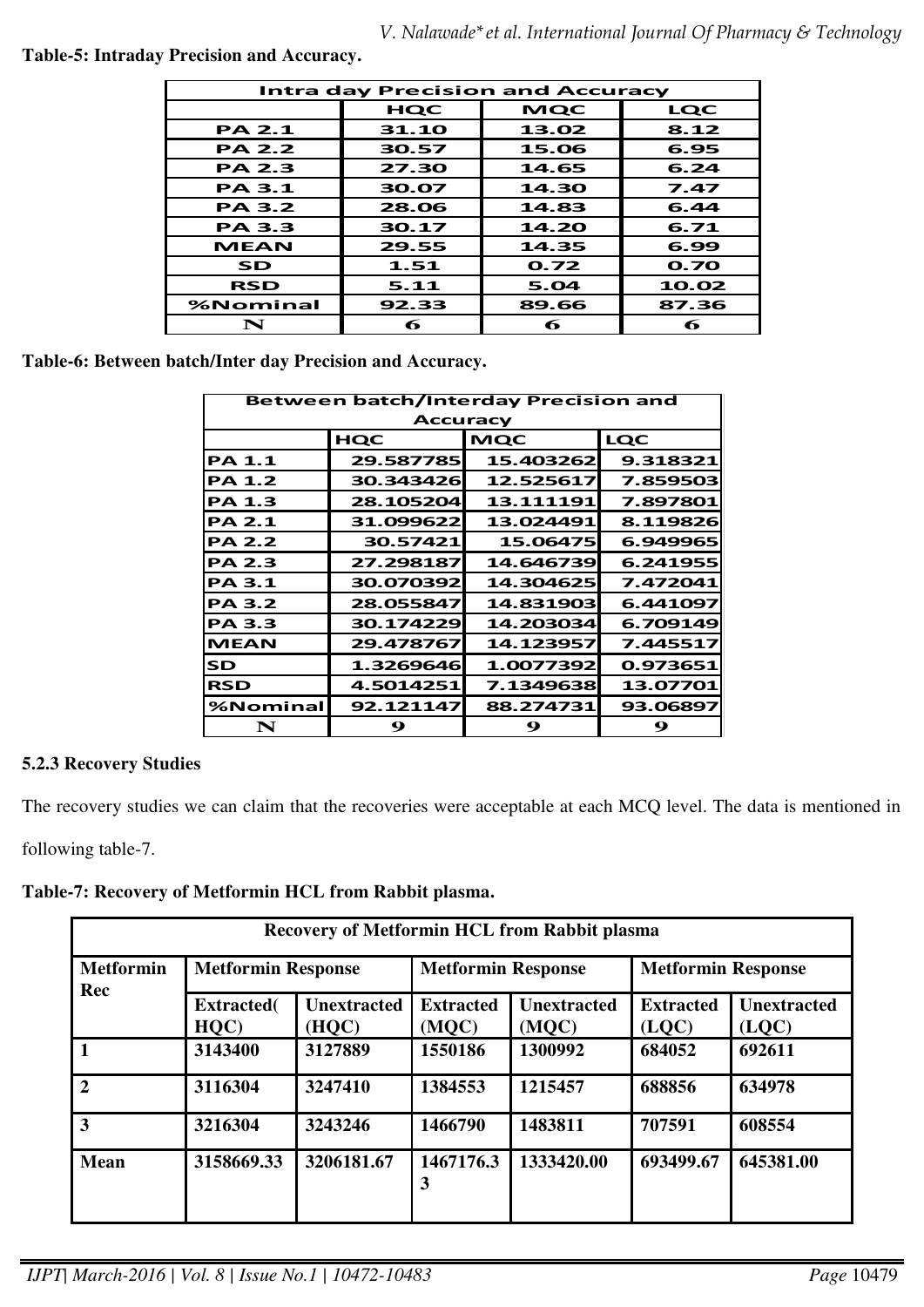**Table-5: Intraday Precision and Accuracy.**

| Intra day Precision and Accuracy | | | |
|---|---|---|---|
| | HQC | MQC | LQC |
| PA 2.1 | 31.10 | 13.02 | 8.12 |
| PA 2.2 | 30.57 | 15.06 | 6.95 |
| PA 2.3 | 27.30 | 14.65 | 6.24 |
| PA 3.1 | 30.07 | 14.30 | 7.47 |
| PA 3.2 | 28.06 | 14.83 | 6.44 |
| PA 3.3 | 30.17 | 14.20 | 6.71 |
| MEAN | 29.55 | 14.35 | 6.99 |
| SD | 1.51 | 0.72 | 0.70 |
| RSD | 5.11 | 5.04 | 10.02 |
| %Nominal | 92.33 | 89.66 | 87.36 |
| N | 6 | 6 | 6 |

**Table-6: Between batch/Inter day Precision and Accuracy.**

| Between batch/Interday Precision and Accuracy | | | |
|---|---|---|---|
| | HQC | MQC | LQC |
| PA 1.1 | 29.587785 | 15.403262 | 9.318321 |
| PA 1.2 | 30.343426 | 12.525617 | 7.859503 |
| PA 1.3 | 28.105204 | 13.111191 | 7.897801 |
| PA 2.1 | 31.099622 | 13.024491 | 8.119826 |
| PA 2.2 | 30.57421 | 15.06475 | 6.949965 |
| PA 2.3 | 27.298187 | 14.646739 | 6.241955 |
| PA 3.1 | 30.070392 | 14.304625 | 7.472041 |
| PA 3.2 | 28.055847 | 14.831903 | 6.441097 |
| PA 3.3 | 30.174229 | 14.203034 | 6.709149 |
| MEAN | 29.478767 | 14.123957 | 7.445517 |
| SD | 1.3269646 | 1.0077392 | 0.973651 |
| RSD | 4.5014251 | 7.1349638 | 13.07701 |
| %Nominal | 92.121147 | 88.274731 | 93.06897 |
| N | 9 | 9 | 9 |

### 5.2.3 Recovery Studies

The recovery studies we can claim that the recoveries were acceptable at each MCQ level. The data is mentioned in following table-7.

**Table-7: Recovery of Metformin HCL from Rabbit plasma.**

| Recovery of Metformin HCL from Rabbit plasma | | | | | | |
|---|---|---|---|---|---|---|
| Metformin Rec | Metformin Response | | Metformin Response | | Metformin Response | |
| | Extracted( HQC) | Unextracted (HQC) | Extracted (MQC) | Unextracted (MQC) | Extracted (LQC) | Unextracted (LQC) |
| 1 | 3143400 | 3127889 | 1550186 | 1300992 | 684052 | 692611 |
| 2 | 3116304 | 3247410 | 1384553 | 1215457 | 688856 | 634978 |
| 3 | 3216304 | 3243246 | 1466790 | 1483811 | 707591 | 608554 |
| Mean | 3158669.33 | 3206181.67 | 1467176.33 | 1333420.00 | 693499.67 | 645381.00 |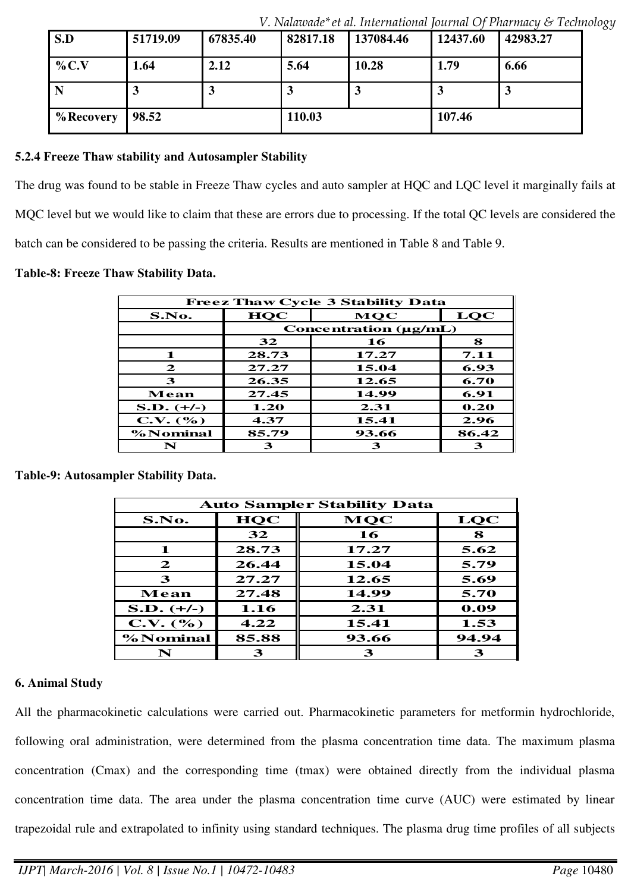| S.D | 51719.09 | 67835.40 | 82817.18 | 137084.46 | 12437.60 | 42983.27 |
|---|---|---|---|---|---|---|
| %C.V | 1.64 | 2.12 | 5.64 | 10.28 | 1.79 | 6.66 |
| N | 3 | 3 | 3 | 3 | 3 | 3 |
| %Recovery | 98.52 | | 110.03 | | 107.46 | |

**5.2.4 Freeze Thaw stability and Autosampler Stability**

The drug was found to be stable in Freeze Thaw cycles and auto sampler at HQC and LQC level it marginally fails at MQC level but we would like to claim that these are errors due to processing. If the total QC levels are considered the batch can be considered to be passing the criteria. Results are mentioned in Table 8 and Table 9.

**Table-8: Freeze Thaw Stability Data.**

| Freez Thaw Cycle 3 Stability Data | | | |
|---|---|---|---|
| S.No. | HQC | MQC | LQC |
| | Concentration (µg/mL) | | |
| | 32 | 16 | 8 |
| 1 | 28.73 | 17.27 | 7.11 |
| 2 | 27.27 | 15.04 | 6.93 |
| 3 | 26.35 | 12.65 | 6.70 |
| Mean | 27.45 | 14.99 | 6.91 |
| S.D. (+/-) | 1.20 | 2.31 | 0.20 |
| C.V. (%) | 4.37 | 15.41 | 2.96 |
| %Nominal | 85.79 | 93.66 | 86.42 |
| N | 3 | 3 | 3 |

**Table-9: Autosampler Stability Data.**

| Auto Sampler Stability Data | | | |
|---|---|---|---|
| S.No. | HQC | MQC | LQC |
| | 32 | 16 | 8 |
| 1 | 28.73 | 17.27 | 5.62 |
| 2 | 26.44 | 15.04 | 5.79 |
| 3 | 27.27 | 12.65 | 5.69 |
| Mean | 27.48 | 14.99 | 5.70 |
| S.D. (+/-) | 1.16 | 2.31 | 0.09 |
| C.V. (%) | 4.22 | 15.41 | 1.53 |
| %Nominal | 85.88 | 93.66 | 94.94 |
| N | 3 | 3 | 3 |

## 6. Animal Study

All the pharmacokinetic calculations were carried out. Pharmacokinetic parameters for metformin hydrochloride, following oral administration, were determined from the plasma concentration time data. The maximum plasma concentration (Cmax) and the corresponding time (tmax) were obtained directly from the individual plasma concentration time data. The area under the plasma concentration time curve (AUC) were estimated by linear trapezoidal rule and extrapolated to infinity using standard techniques. The plasma drug time profiles of all subjects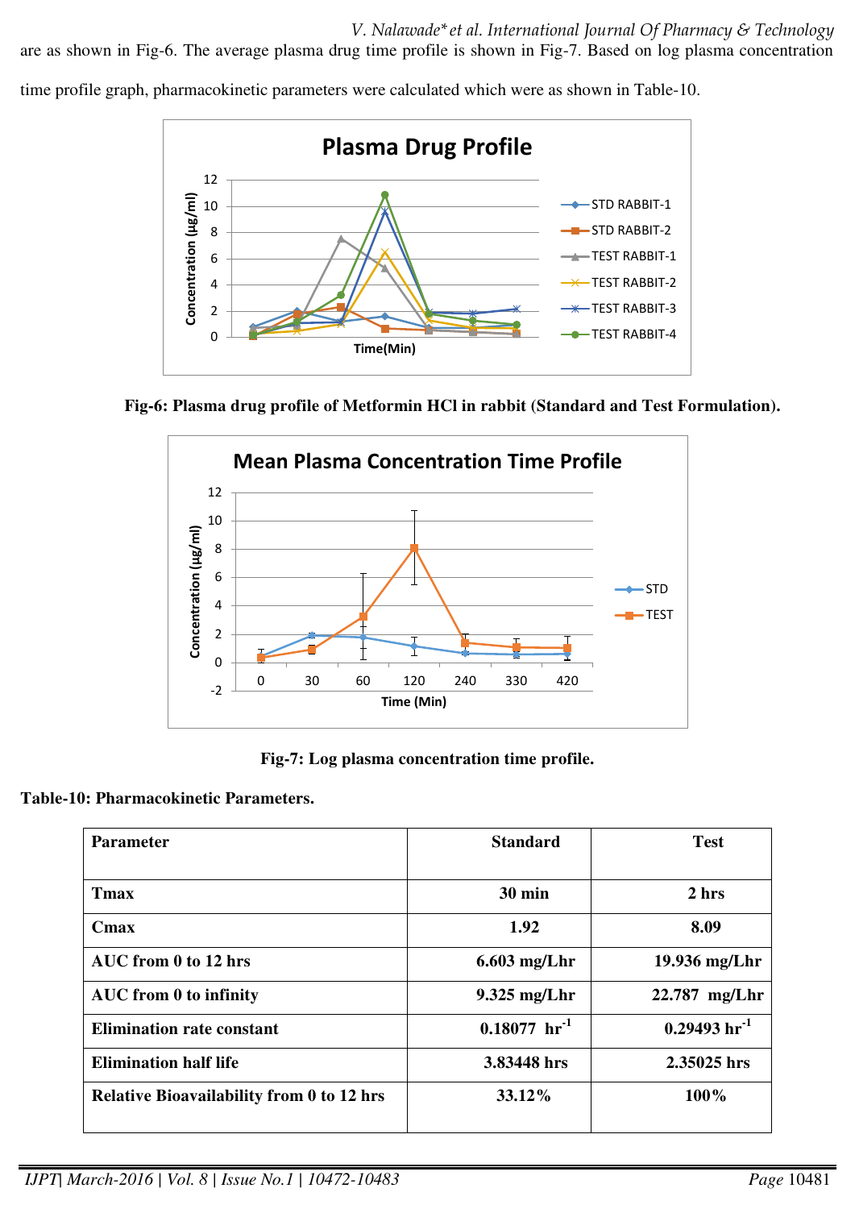are as shown in Fig-6. The average plasma drug time profile is shown in Fig-7. Based on log plasma concentration time profile graph, pharmacokinetic parameters were calculated which were as shown in Table-10.

**Fig-6: Plasma drug profile of Metformin HCl in rabbit (Standard and Test Formulation).**

**Fig-7: Log plasma concentration time profile.**

**Table-10: Pharmacokinetic Parameters.**

| Parameter | Standard | Test |
|---|---|---|
| Tmax | 30 min | 2 hrs |
| Cmax | 1.92 | 8.09 |
| AUC from 0 to 12 hrs | 6.603 mg/Lhr | 19.936 mg/Lhr |
| AUC from 0 to infinity | 9.325 mg/Lhr | 22.787 mg/Lhr |
| Elimination rate constant | 0.18077 $hr^{-1}$ | 0.29493 $hr^{-1}$ |
| Elimination half life | 3.83448 hrs | 2.35025 hrs |
| Relative Bioavailability from 0 to 12 hrs | 33.12% | 100% |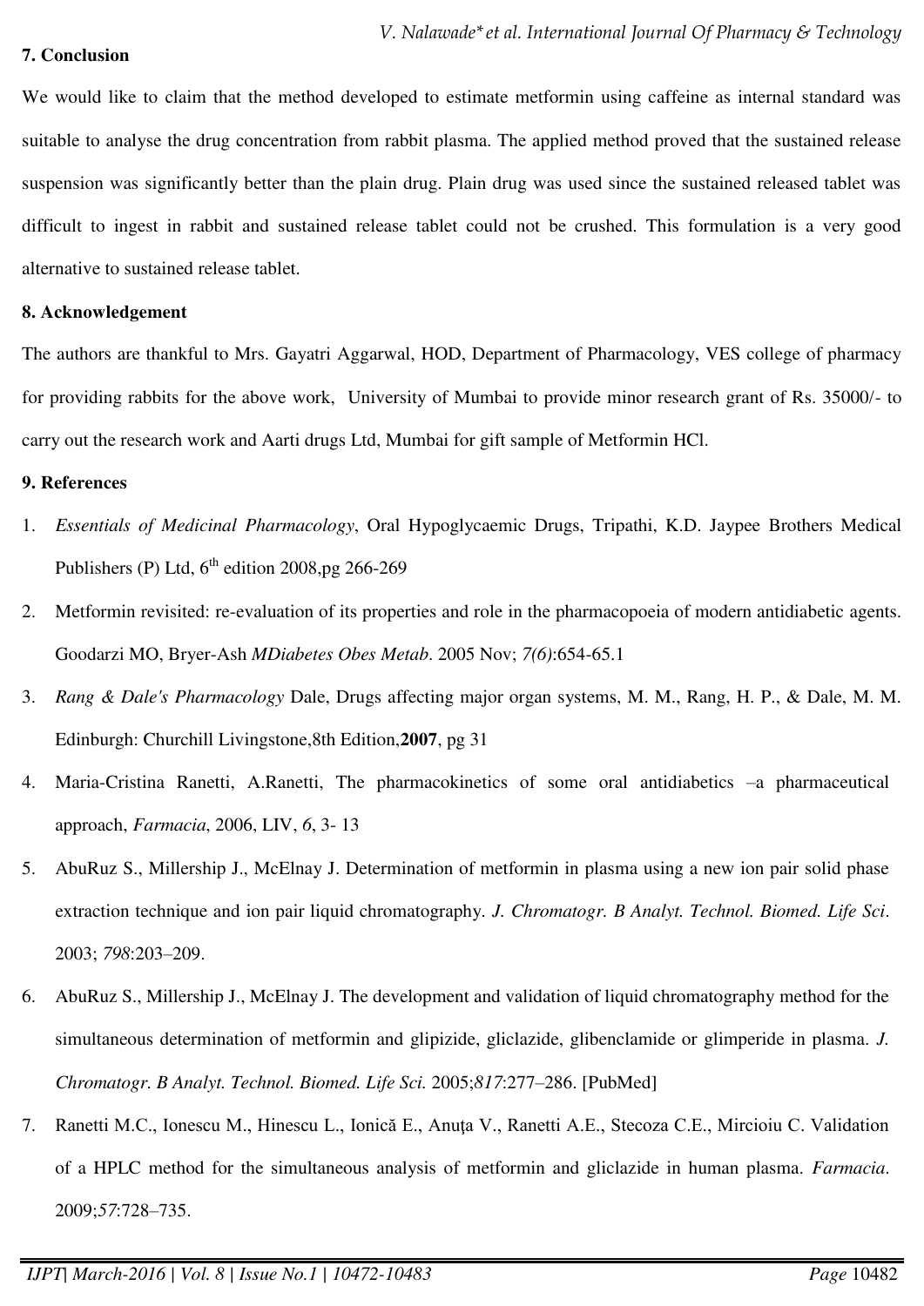## 7. Conclusion

We would like to claim that the method developed to estimate metformin using caffeine as internal standard was suitable to analyse the drug concentration from rabbit plasma. The applied method proved that the sustained release suspension was significantly better than the plain drug. Plain drug was used since the sustained released tablet was difficult to ingest in rabbit and sustained release tablet could not be crushed. This formulation is a very good alternative to sustained release tablet.

## 8. Acknowledgement

The authors are thankful to Mrs. Gayatri Aggarwal, HOD, Department of Pharmacology, VES college of pharmacy for providing rabbits for the above work, University of Mumbai to provide minor research grant of Rs. 35000/- to carry out the research work and Aarti drugs Ltd, Mumbai for gift sample of Metformin HCl.

## 9. References

1. *Essentials of Medicinal Pharmacology*, Oral Hypoglycaemic Drugs, Tripathi, K.D. Jaypee Brothers Medical Publishers (P) Ltd, 6th edition 2008,pg 266-269
2. Metformin revisited: re-evaluation of its properties and role in the pharmacopoeia of modern antidiabetic agents. Goodarzi MO, Bryer-Ash *MDiabetes Obes Metab*. 2005 Nov; *7(6)*:654-65.1
3. *Rang & Dale's Pharmacology* Dale, Drugs affecting major organ systems, M. M., Rang, H. P., & Dale, M. M. Edinburgh: Churchill Livingstone,8th Edition,**2007**, pg 31
4. Maria-Cristina Ranetti, A.Ranetti, The pharmacokinetics of some oral antidiabetics –a pharmaceutical approach, *Farmacia*, 2006, LIV, *6*, 3- 13
5. AbuRuz S., Millership J., McElnay J. Determination of metformin in plasma using a new ion pair solid phase extraction technique and ion pair liquid chromatography. *J. Chromatogr. B Analyt. Technol. Biomed. Life Sci*. 2003; *798*:203–209.
6. AbuRuz S., Millership J., McElnay J. The development and validation of liquid chromatography method for the simultaneous determination of metformin and glipizide, gliclazide, glibenclamide or glimperide in plasma. *J. Chromatogr. B Analyt. Technol. Biomed. Life Sci.* 2005;*817*:277–286. [PubMed]
7. Ranetti M.C., Ionescu M., Hinescu L., Ionică E., Anuţa V., Ranetti A.E., Stecoza C.E., Mircioiu C. Validation of a HPLC method for the simultaneous analysis of metformin and gliclazide in human plasma. *Farmacia*. 2009;*57*:728–735.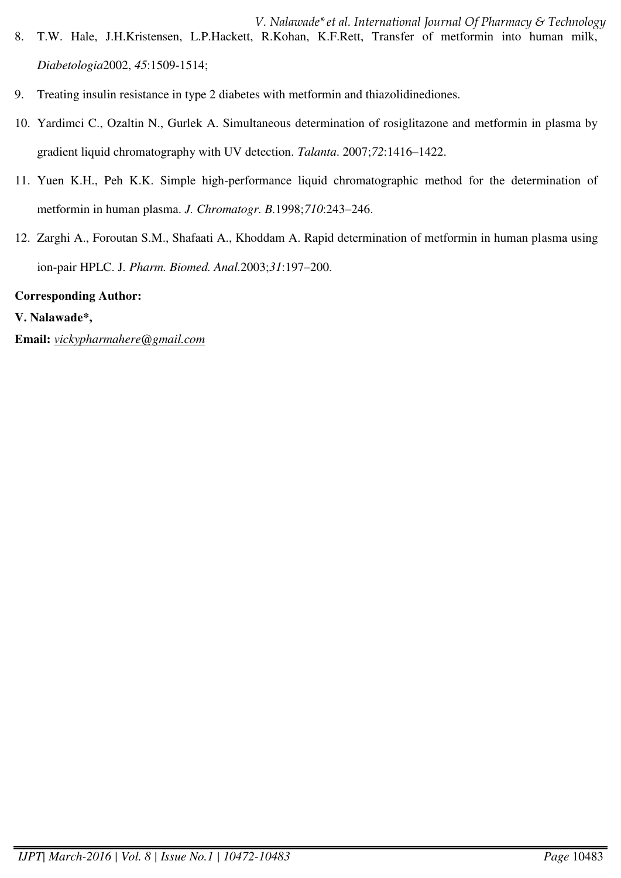8. T.W. Hale, J.H.Kristensen, L.P.Hackett, R.Kohan, K.F.Rett, Transfer of metformin into human milk, *Diabetologia*2002, *45*:1509-1514;
9. Treating insulin resistance in type 2 diabetes with metformin and thiazolidinediones.
10. Yardimci C., Ozaltin N., Gurlek A. Simultaneous determination of rosiglitazone and metformin in plasma by gradient liquid chromatography with UV detection. *Talanta*. 2007;*72*:1416–1422.
11. Yuen K.H., Peh K.K. Simple high-performance liquid chromatographic method for the determination of metformin in human plasma. *J. Chromatogr. B*.1998;*710*:243–246.
12. Zarghi A., Foroutan S.M., Shafaati A., Khoddam A. Rapid determination of metformin in human plasma using ion-pair HPLC. J. *Pharm. Biomed. Anal.*2003;*31*:197–200.

**Corresponding Author:**

**V. Nalawade*,**

**Email:** vickypharmahere@gmail.com